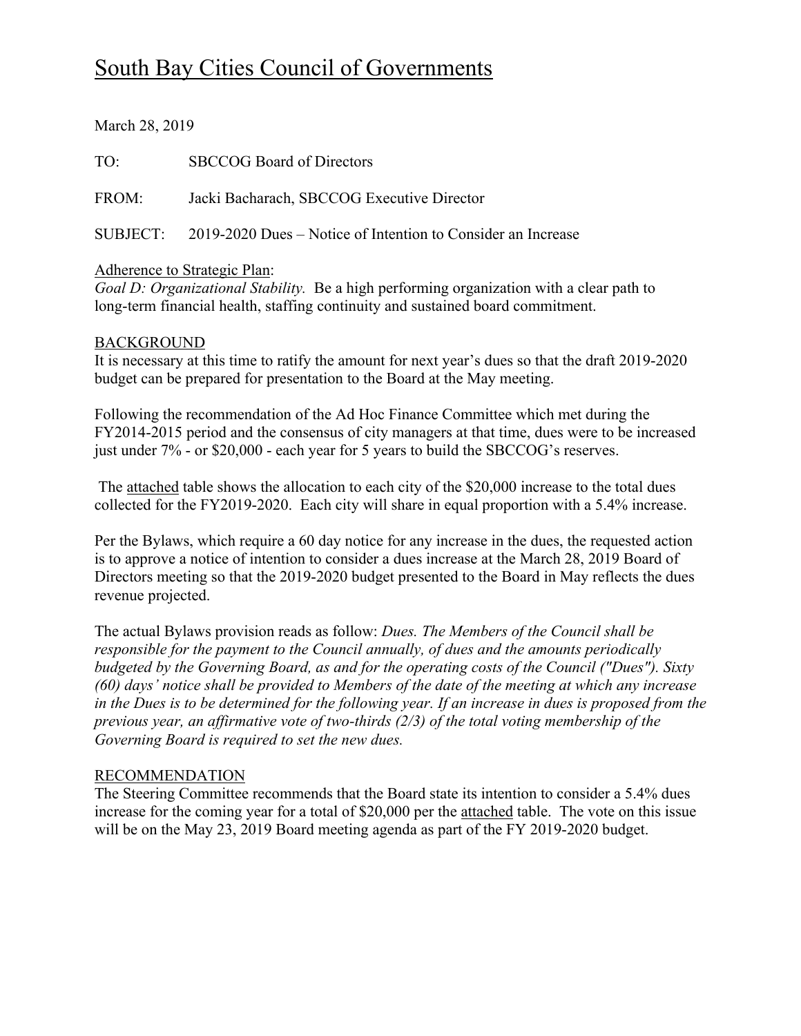# South Bay Cities Council of Governments

March 28, 2019

TO: SBCCOG Board of Directors

FROM: Jacki Bacharach, SBCCOG Executive Director

SUBJECT: 2019-2020 Dues – Notice of Intention to Consider an Increase

Adherence to Strategic Plan:
*Goal D: Organizational Stability.* Be a high performing organization with a clear path to long-term financial health, staffing continuity and sustained board commitment.

## BACKGROUND

It is necessary at this time to ratify the amount for next year's dues so that the draft 2019-2020 budget can be prepared for presentation to the Board at the May meeting.

Following the recommendation of the Ad Hoc Finance Committee which met during the FY2014-2015 period and the consensus of city managers at that time, dues were to be increased just under 7% - or $20,000 - each year for 5 years to build the SBCCOG's reserves.

The attached table shows the allocation to each city of the $20,000 increase to the total dues collected for the FY2019-2020. Each city will share in equal proportion with a 5.4% increase.

Per the Bylaws, which require a 60 day notice for any increase in the dues, the requested action is to approve a notice of intention to consider a dues increase at the March 28, 2019 Board of Directors meeting so that the 2019-2020 budget presented to the Board in May reflects the dues revenue projected.

The actual Bylaws provision reads as follow: *Dues. The Members of the Council shall be responsible for the payment to the Council annually, of dues and the amounts periodically budgeted by the Governing Board, as and for the operating costs of the Council ("Dues"). Sixty (60) days' notice shall be provided to Members of the date of the meeting at which any increase in the Dues is to be determined for the following year. If an increase in dues is proposed from the previous year, an affirmative vote of two-thirds (2/3) of the total voting membership of the Governing Board is required to set the new dues.*

## RECOMMENDATION

The Steering Committee recommends that the Board state its intention to consider a 5.4% dues increase for the coming year for a total of $20,000 per the attached table. The vote on this issue will be on the May 23, 2019 Board meeting agenda as part of the FY 2019-2020 budget.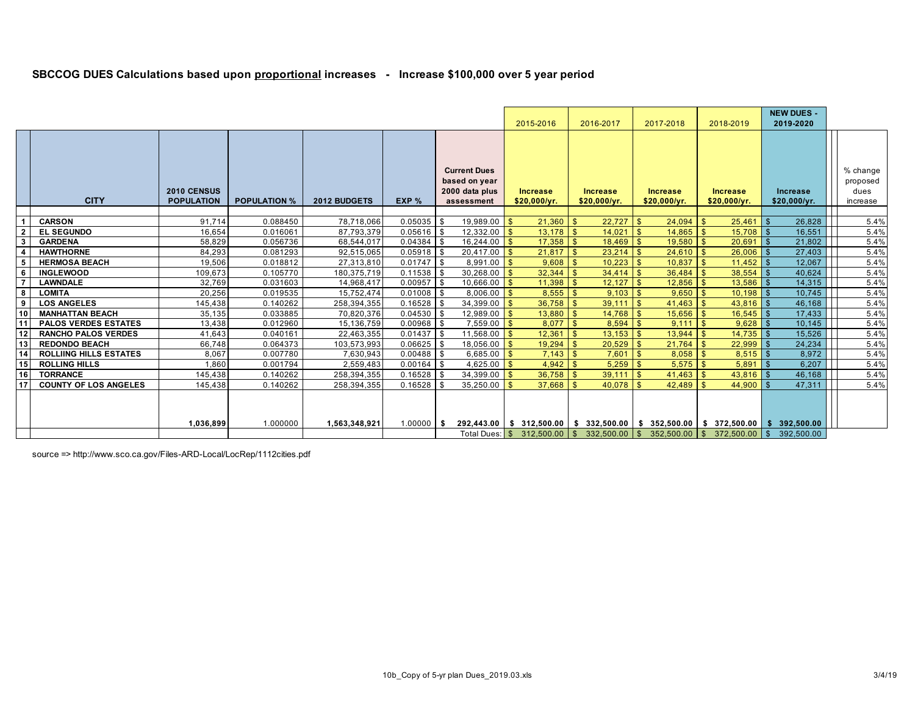## SBCCOG DUES Calculations based upon proportional increases - Increase $100,000 over 5 year period

| | CITY | 2010 CENSUS POPULATION | POPULATION % | 2012 BUDGETS | EXP % | Current Dues based on year 2000 data plus assessment | 2015-2016 Increase $20,000/yr. | 2016-2017 Increase $20,000/yr. | 2017-2018 Increase $20,000/yr. | 2018-2019 Increase $20,000/yr. | NEW DUES - 2019-2020 Increase $20,000/yr. | % change proposed dues increase |
|---|---|---|---|---|---|---|---|---|---|---|---|---|
| 1 | CARSON | 91,714 | 0.088450 | 78,718,066 | 0.05035 | $ 19,989.00 | $ 21,360 | $ 22,727 | $ 24,094 | $ 25,461 | $ 26,828 | 5.4% |
| 2 | EL SEGUNDO | 16,654 | 0.016061 | 87,793,379 | 0.05616 | $ 12,332.00 | $ 13,178 | $ 14,021 | $ 14,865 | $ 15,708 | $ 16,551 | 5.4% |
| 3 | GARDENA | 58,829 | 0.056736 | 68,544,017 | 0.04384 | $ 16,244.00 | $ 17,358 | $ 18,469 | $ 19,580 | $ 20,691 | $ 21,802 | 5.4% |
| 4 | HAWTHORNE | 84,293 | 0.081293 | 92,515,065 | 0.05918 | $ 20,417.00 | $ 21,817 | $ 23,214 | $ 24,610 | $ 26,006 | $ 27,403 | 5.4% |
| 5 | HERMOSA BEACH | 19,506 | 0.018812 | 27,313,810 | 0.01747 | $ 8,991.00 | $ 9,608 | $ 10,223 | $ 10,837 | $ 11,452 | $ 12,067 | 5.4% |
| 6 | INGLEWOOD | 109,673 | 0.105770 | 180,375,719 | 0.11538 | $ 30,268.00 | $ 32,344 | $ 34,414 | $ 36,484 | $ 38,554 | $ 40,624 | 5.4% |
| 7 | LAWNDALE | 32,769 | 0.031603 | 14,968,417 | 0.00957 | $ 10,666.00 | $ 11,398 | $ 12,127 | $ 12,856 | $ 13,586 | $ 14,315 | 5.4% |
| 8 | LOMITA | 20,256 | 0.019535 | 15,752,474 | 0.01008 | $ 8,006.00 | $ 8,555 | $ 9,103 | $ 9,650 | $ 10,198 | $ 10,745 | 5.4% |
| 9 | LOS ANGELES | 145,438 | 0.140262 | 258,394,355 | 0.16528 | $ 34,399.00 | $ 36,758 | $ 39,111 | $ 41,463 | $ 43,816 | $ 46,168 | 5.4% |
| 10 | MANHATTAN BEACH | 35,135 | 0.033885 | 70,820,376 | 0.04530 | $ 12,989.00 | $ 13,880 | $ 14,768 | $ 15,656 | $ 16,545 | $ 17,433 | 5.4% |
| 11 | PALOS VERDES ESTATES | 13,438 | 0.012960 | 15,136,759 | 0.00968 | $ 7,559.00 | $ 8,077 | $ 8,594 | $ 9,111 | $ 9,628 | $ 10,145 | 5.4% |
| 12 | RANCHO PALOS VERDES | 41,643 | 0.040161 | 22,463,355 | 0.01437 | $ 11,568.00 | $ 12,361 | $ 13,153 | $ 13,944 | $ 14,735 | $ 15,526 | 5.4% |
| 13 | REDONDO BEACH | 66,748 | 0.064373 | 103,573,993 | 0.06625 | $ 18,056.00 | $ 19,294 | $ 20,529 | $ 21,764 | $ 22,999 | $ 24,234 | 5.4% |
| 14 | ROLLIING HILLS ESTATES | 8,067 | 0.007780 | 7,630,943 | 0.00488 | $ 6,685.00 | $ 7,143 | $ 7,601 | $ 8,058 | $ 8,515 | $ 8,972 | 5.4% |
| 15 | ROLLING HILLS | 1,860 | 0.001794 | 2,559,483 | 0.00164 | $ 4,625.00 | $ 4,942 | $ 5,259 | $ 5,575 | $ 5,891 | $ 6,207 | 5.4% |
| 16 | TORRANCE | 145,438 | 0.140262 | 258,394,355 | 0.16528 | $ 34,399.00 | $ 36,758 | $ 39,111 | $ 41,463 | $ 43,816 | $ 46,168 | 5.4% |
| 17 | COUNTY OF LOS ANGELES | 145,438 | 0.140262 | 258,394,355 | 0.16528 | $ 35,250.00 | $ 37,668 | $ 40,078 | $ 42,489 | $ 44,900 | $ 47,311 | 5.4% |
| | | 1,036,899 | 1.000000 | 1,563,348,921 | 1.00000 | $ 292,443.00 | $ 312,500.00 | $ 332,500.00 | $ 352,500.00 | $ 372,500.00 | $ 392,500.00 | |
| | | | | | | Total Dues: | $ 312,500.00 | $ 332,500.00 | $ 352,500.00 | $ 372,500.00 | $ 392,500.00 | |

source => http://www.sco.ca.gov/Files-ARD-Local/LocRep/1112cities.pdf

10b_Copy of 5-yr plan Dues_2019.03.xls 3/4/19